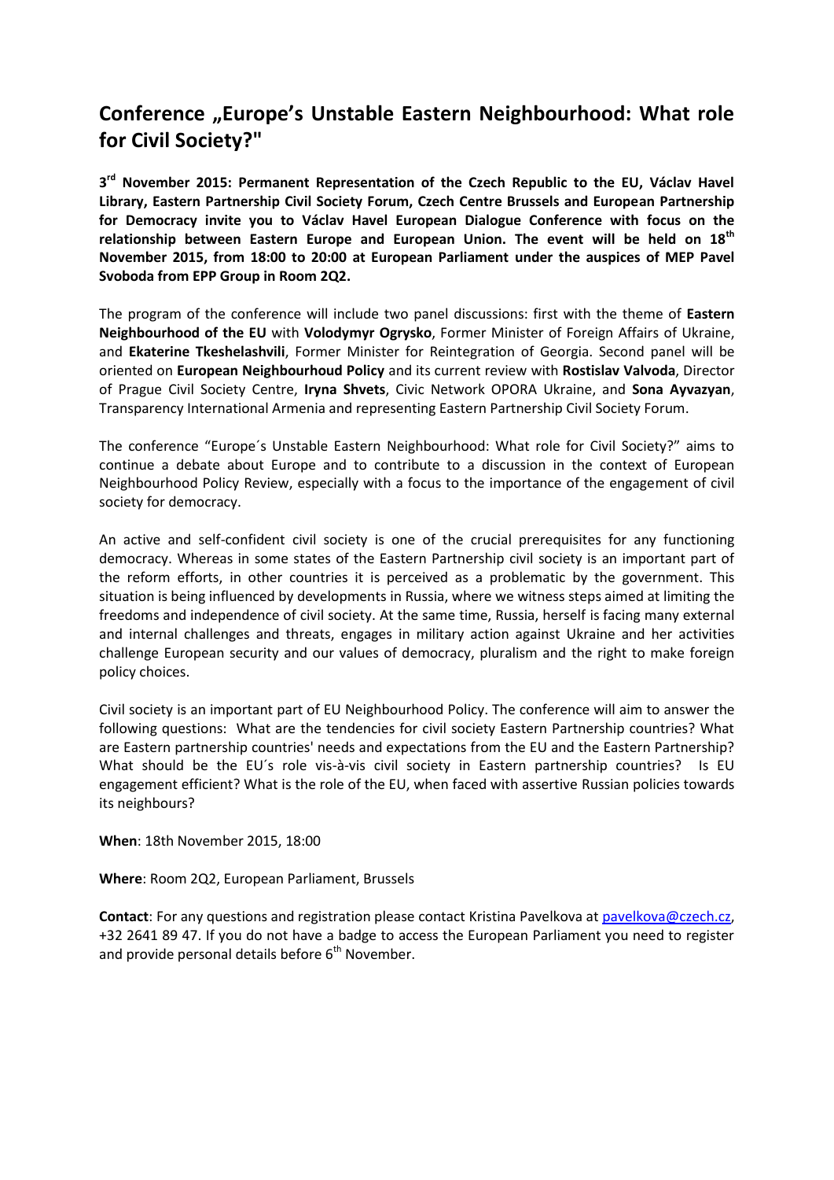# Conference „Europe's Unstable Eastern Neighbourhood: What role for Civil Society?"

**3[rd] November 2015: Permanent Representation of the Czech Republic to the EU, Václav Havel Library, Eastern Partnership Civil Society Forum, Czech Centre Brussels and European Partnership for Democracy invite you to Václav Havel European Dialogue Conference with focus on the relationship between Eastern Europe and European Union. The event will be held on 18[th] November 2015, from 18:00 to 20:00 at European Parliament under the auspices of MEP Pavel Svoboda from EPP Group in Room 2Q2.**

The program of the conference will include two panel discussions: first with the theme of **Eastern Neighbourhood of the EU** with **Volodymyr Ogrysko**, Former Minister of Foreign Affairs of Ukraine, and **Ekaterine Tkeshelashvili**, Former Minister for Reintegration of Georgia. Second panel will be oriented on **European Neighbourhoud Policy** and its current review with **Rostislav Valvoda**, Director of Prague Civil Society Centre, **Iryna Shvets**, Civic Network OPORA Ukraine, and **Sona Ayvazyan**, Transparency International Armenia and representing Eastern Partnership Civil Society Forum.

The conference "Europe´s Unstable Eastern Neighbourhood: What role for Civil Society?" aims to continue a debate about Europe and to contribute to a discussion in the context of European Neighbourhood Policy Review, especially with a focus to the importance of the engagement of civil society for democracy.

An active and self-confident civil society is one of the crucial prerequisites for any functioning democracy. Whereas in some states of the Eastern Partnership civil society is an important part of the reform efforts, in other countries it is perceived as a problematic by the government. This situation is being influenced by developments in Russia, where we witness steps aimed at limiting the freedoms and independence of civil society. At the same time, Russia, herself is facing many external and internal challenges and threats, engages in military action against Ukraine and her activities challenge European security and our values of democracy, pluralism and the right to make foreign policy choices.

Civil society is an important part of EU Neighbourhood Policy. The conference will aim to answer the following questions: What are the tendencies for civil society Eastern Partnership countries? What are Eastern partnership countries' needs and expectations from the EU and the Eastern Partnership? What should be the EU´s role vis-à-vis civil society in Eastern partnership countries? Is EU engagement efficient? What is the role of the EU, when faced with assertive Russian policies towards its neighbours?

**When**: 18th November 2015, 18:00

**Where**: Room 2Q2, European Parliament, Brussels

**Contact**: For any questions and registration please contact Kristina Pavelkova at pavelkova@czech.cz, +32 2641 89 47. If you do not have a badge to access the European Parliament you need to register and provide personal details before 6[th] November.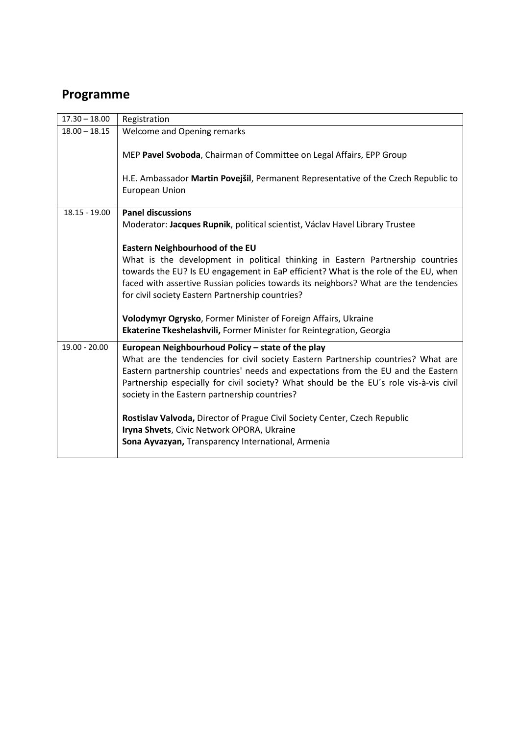## Programme

| | |
|---|---|
| 17.30 – 18.00 | Registration |
| 18.00 – 18.15 | Welcome and Opening remarks<br><br>MEP **Pavel Svoboda**, Chairman of Committee on Legal Affairs, EPP Group<br><br>H.E. Ambassador **Martin Povejšil**, Permanent Representative of the Czech Republic to European Union |
| 18.15 - 19.00 | **Panel discussions**<br>Moderator: **Jacques Rupnik**, political scientist, Václav Havel Library Trustee<br><br>**Eastern Neighbourhood of the EU**<br>What is the development in political thinking in Eastern Partnership countries towards the EU? Is EU engagement in EaP efficient? What is the role of the EU, when faced with assertive Russian policies towards its neighbors? What are the tendencies for civil society Eastern Partnership countries?<br><br>**Volodymyr Ogrysko**, Former Minister of Foreign Affairs, Ukraine<br>**Ekaterine Tkeshelashvili,** Former Minister for Reintegration, Georgia |
| 19.00 - 20.00 | **European Neighbourhoud Policy – state of the play**<br>What are the tendencies for civil society Eastern Partnership countries? What are Eastern partnership countries' needs and expectations from the EU and the Eastern Partnership especially for civil society? What should be the EU´s role vis-à-vis civil society in the Eastern partnership countries?<br><br>**Rostislav Valvoda,** Director of Prague Civil Society Center, Czech Republic<br>**Iryna Shvets**, Civic Network OPORA, Ukraine<br>**Sona Ayvazyan,** Transparency International, Armenia |